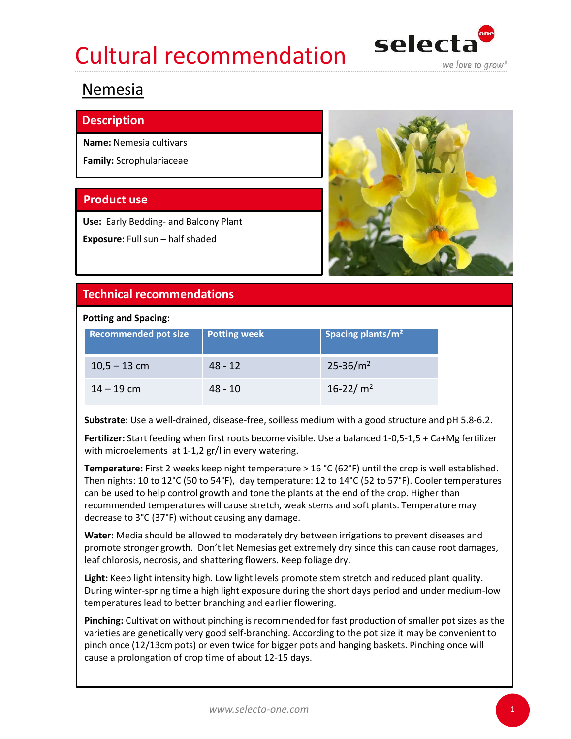# Cultural recommendation

## Nemesia

### Description

**Name:** Nemesia cultivars

**Family:** Scrophulariaceae

### Product use

**Use:** Early Bedding- and Balcony Plant

**Exposure:** Full sun – half shaded

### Technical recommendations

**Potting and Spacing:**

| Recommended pot size | Potting week | Spacing plants/m² |
|---|---|---|
| 10,5 – 13 cm | 48 - 12 | 25-36/m² |
| 14 – 19 cm | 48 - 10 | 16-22/ m² |

**Substrate:** Use a well-drained, disease-free, soilless medium with a good structure and pH 5.8-6.2.

**Fertilizer:** Start feeding when first roots become visible. Use a balanced 1-0,5-1,5 + Ca+Mg fertilizer with microelements at 1-1,2 gr/l in every watering.

**Temperature:** First 2 weeks keep night temperature > 16 °C (62°F) until the crop is well established. Then nights: 10 to 12°C (50 to 54°F), day temperature: 12 to 14°C (52 to 57°F). Cooler temperatures can be used to help control growth and tone the plants at the end of the crop. Higher than recommended temperatures will cause stretch, weak stems and soft plants. Temperature may decrease to 3°C (37°F) without causing any damage.

**Water:** Media should be allowed to moderately dry between irrigations to prevent diseases and promote stronger growth. Don't let Nemesias get extremely dry since this can cause root damages, leaf chlorosis, necrosis, and shattering flowers. Keep foliage dry.

**Light:** Keep light intensity high. Low light levels promote stem stretch and reduced plant quality. During winter-spring time a high light exposure during the short days period and under medium-low temperatures lead to better branching and earlier flowering.

**Pinching:** Cultivation without pinching is recommended for fast production of smaller pot sizes as the varieties are genetically very good self-branching. According to the pot size it may be convenient to pinch once (12/13cm pots) or even twice for bigger pots and hanging baskets. Pinching once will cause a prolongation of crop time of about 12-15 days.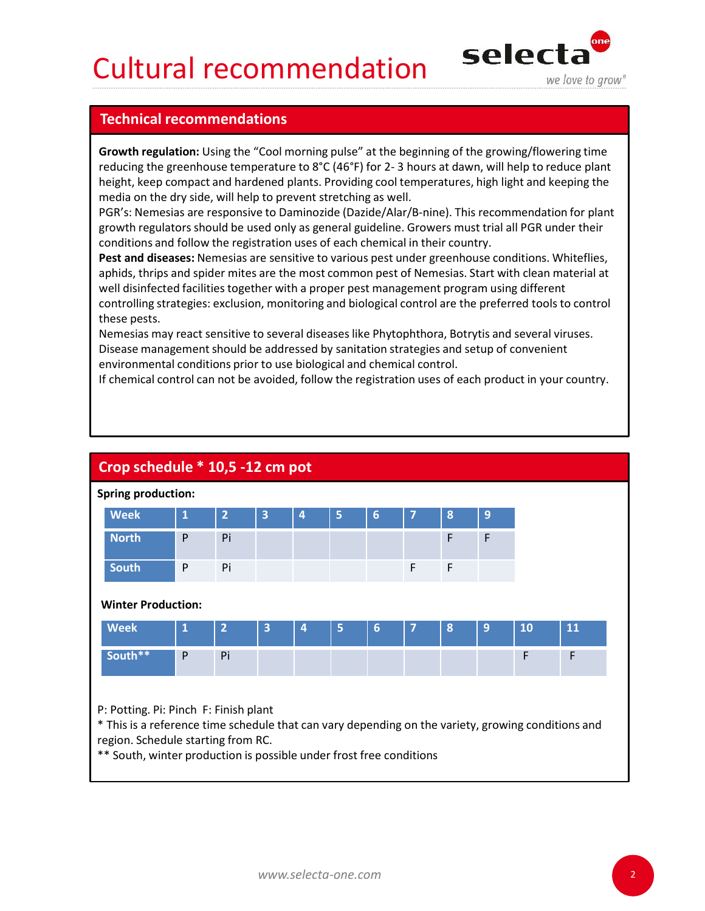# Cultural recommendation

## Technical recommendations

**Growth regulation:** Using the "Cool morning pulse" at the beginning of the growing/flowering time reducing the greenhouse temperature to 8°C (46°F) for 2- 3 hours at dawn, will help to reduce plant height, keep compact and hardened plants. Providing cool temperatures, high light and keeping the media on the dry side, will help to prevent stretching as well.
PGR's: Nemesias are responsive to Daminozide (Dazide/Alar/B-nine). This recommendation for plant growth regulators should be used only as general guideline. Growers must trial all PGR under their conditions and follow the registration uses of each chemical in their country.
**Pest and diseases:** Nemesias are sensitive to various pest under greenhouse conditions. Whiteflies, aphids, thrips and spider mites are the most common pest of Nemesias. Start with clean material at well disinfected facilities together with a proper pest management program using different controlling strategies: exclusion, monitoring and biological control are the preferred tools to control these pests.
Nemesias may react sensitive to several diseases like Phytophthora, Botrytis and several viruses. Disease management should be addressed by sanitation strategies and setup of convenient environmental conditions prior to use biological and chemical control.
If chemical control can not be avoided, follow the registration uses of each product in your country.

## Crop schedule * 10,5 -12 cm pot

**Spring production:**

| Week | 1 | 2 | 3 | 4 | 5 | 6 | 7 | 8 | 9 |
|---|---|---|---|---|---|---|---|---|---|
| North | P | Pi | | | | | | F | F |
| South | P | Pi | | | | | F | F | |

**Winter Production:**

| Week | 1 | 2 | 3 | 4 | 5 | 6 | 7 | 8 | 9 | 10 | 11 |
|---|---|---|---|---|---|---|---|---|---|---|---|
| South** | P | Pi | | | | | | | | F | F |

P: Potting. Pi: Pinch F: Finish plant
* This is a reference time schedule that can vary depending on the variety, growing conditions and region. Schedule starting from RC.
** South, winter production is possible under frost free conditions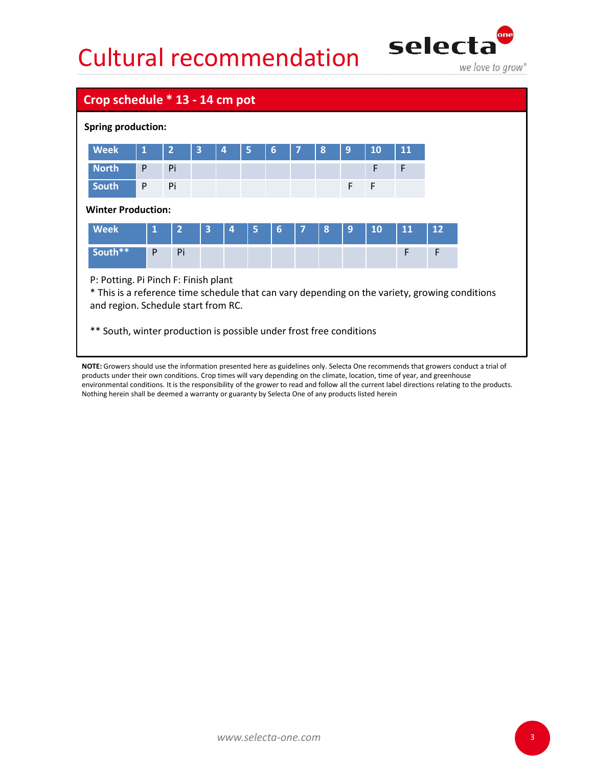# Cultural recommendation

## Crop schedule * 13 - 14 cm pot

**Spring production:**

| Week | 1 | 2 | 3 | 4 | 5 | 6 | 7 | 8 | 9 | 10 | 11 |
|---|---|---|---|---|---|---|---|---|---|---|---|
| North | P | Pi | | | | | | | | F | F |
| South | P | Pi | | | | | | | F | F | |

**Winter Production:**

| Week | 1 | 2 | 3 | 4 | 5 | 6 | 7 | 8 | 9 | 10 | 11 | 12 |
|---|---|---|---|---|---|---|---|---|---|---|---|---|
| South** | P | Pi | | | | | | | | | F | F |

P: Potting. Pi Pinch F: Finish plant

* This is a reference time schedule that can vary depending on the variety, growing conditions and region. Schedule start from RC.

** South, winter production is possible under frost free conditions

**NOTE:** Growers should use the information presented here as guidelines only. Selecta One recommends that growers conduct a trial of products under their own conditions. Crop times will vary depending on the climate, location, time of year, and greenhouse environmental conditions. It is the responsibility of the grower to read and follow all the current label directions relating to the products. Nothing herein shall be deemed a warranty or guaranty by Selecta One of any products listed herein

www.selecta-one.com